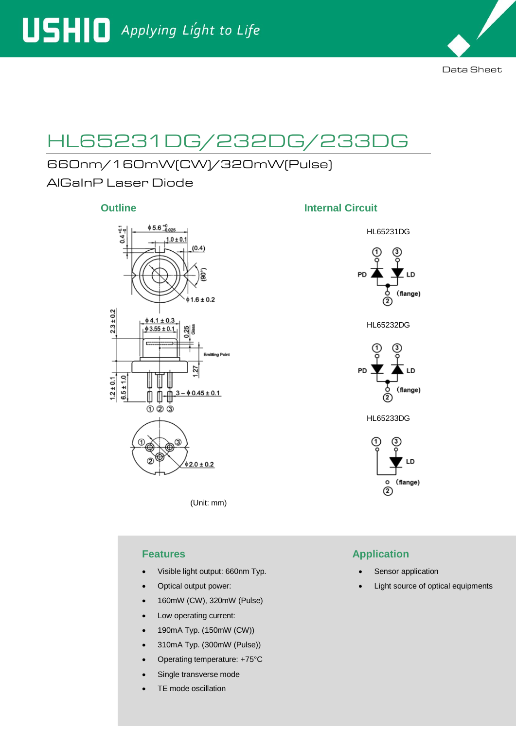# HL65231DG/232DG/233DG

660nm/160mW(CW)/320mW(Pulse)

AlGaInP Laser Diode

## Outline

(Unit: mm)

## Internal Circuit

HL65231DG

HL65232DG

HL65233DG

## Features

- Visible light output: 660nm Typ.
- Optical output power:
- 160mW (CW), 320mW (Pulse)
- Low operating current:
- 190mA Typ. (150mW (CW))
- 310mA Typ. (300mW (Pulse))
- Operating temperature: +75°C
- Single transverse mode
- TE mode oscillation

## Application

- Sensor application
- Light source of optical equipments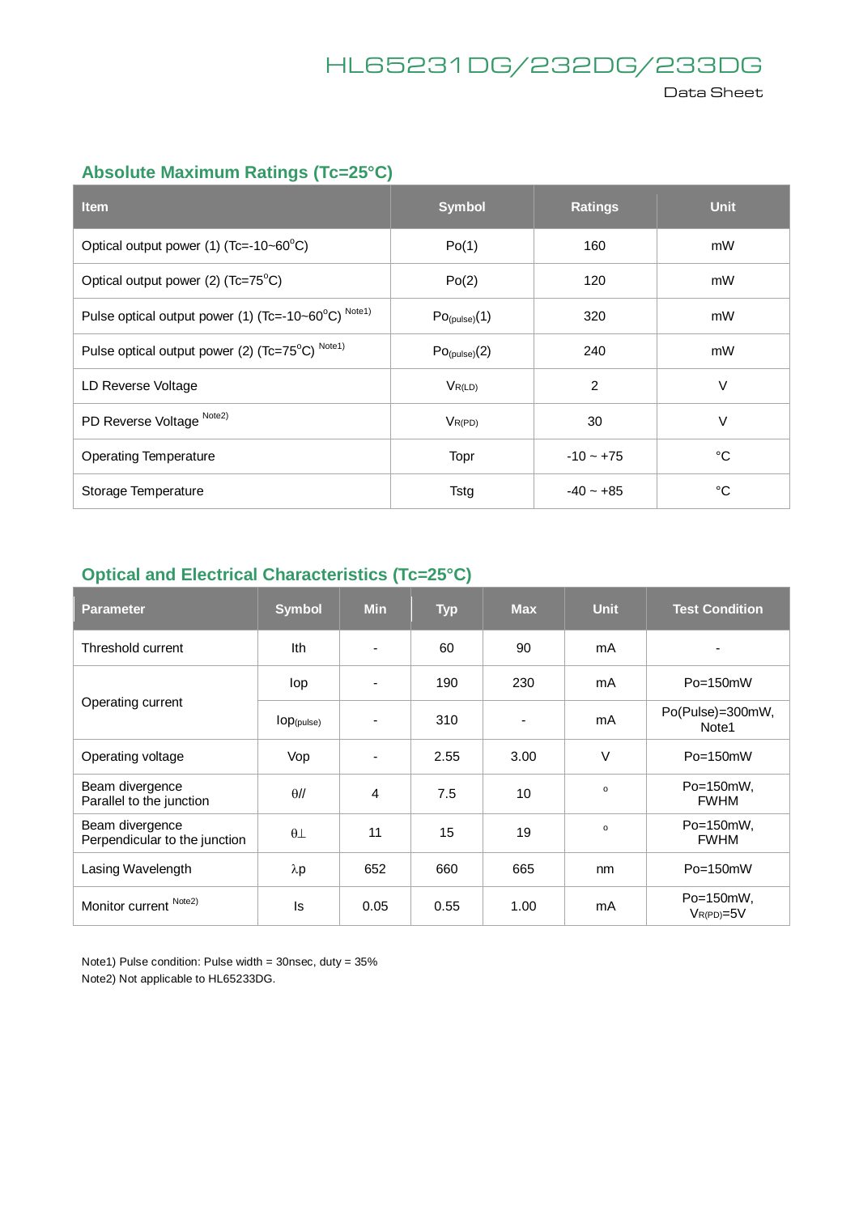## Absolute Maximum Ratings (Tc=25°C)

| Item | Symbol | Ratings | Unit |
|---|---|---|---|
| Optical output power (1) (Tc=-10~60°C) | Po(1) | 160 | mW |
| Optical output power (2) (Tc=75°C) | Po(2) | 120 | mW |
| Pulse optical output power (1) (Tc=-10~60°C) Note1) | $Po_{(pulse)}(1)$ | 320 | mW |
| Pulse optical output power (2) (Tc=75°C) Note1) | $Po_{(pulse)}(2)$ | 240 | mW |
| LD Reverse Voltage | $V_{R(LD)}$ | 2 | V |
| PD Reverse Voltage Note2) | $V_{R(PD)}$ | 30 | V |
| Operating Temperature | Topr | -10 ~ +75 | °C |
| Storage Temperature | Tstg | -40 ~ +85 | °C |

## Optical and Electrical Characteristics (Tc=25°C)

| Parameter | Symbol | Min | Typ | Max | Unit | Test Condition |
|---|---|---|---|---|---|---|
| Threshold current | Ith | - | 60 | 90 | mA | - |
| Operating current | Iop | - | 190 | 230 | mA | Po=150mW |
| | $Iop_{(pulse)}$ | - | 310 | - | mA | Po(Pulse)=300mW, Note1 |
| Operating voltage | Vop | - | 2.55 | 3.00 | V | Po=150mW |
| Beam divergence Parallel to the junction | $\theta_{//}$ | 4 | 7.5 | 10 | ° | Po=150mW, FWHM |
| Beam divergence Perpendicular to the junction | $\theta_{\perp}$ | 11 | 15 | 19 | ° | Po=150mW, FWHM |
| Lasing Wavelength | $\lambda p$ | 652 | 660 | 665 | nm | Po=150mW |
| Monitor current Note2) | Is | 0.05 | 0.55 | 1.00 | mA | Po=150mW, $V_{R(PD)}$=5V |

Note1) Pulse condition: Pulse width = 30nsec, duty = 35%
Note2) Not applicable to HL65233DG.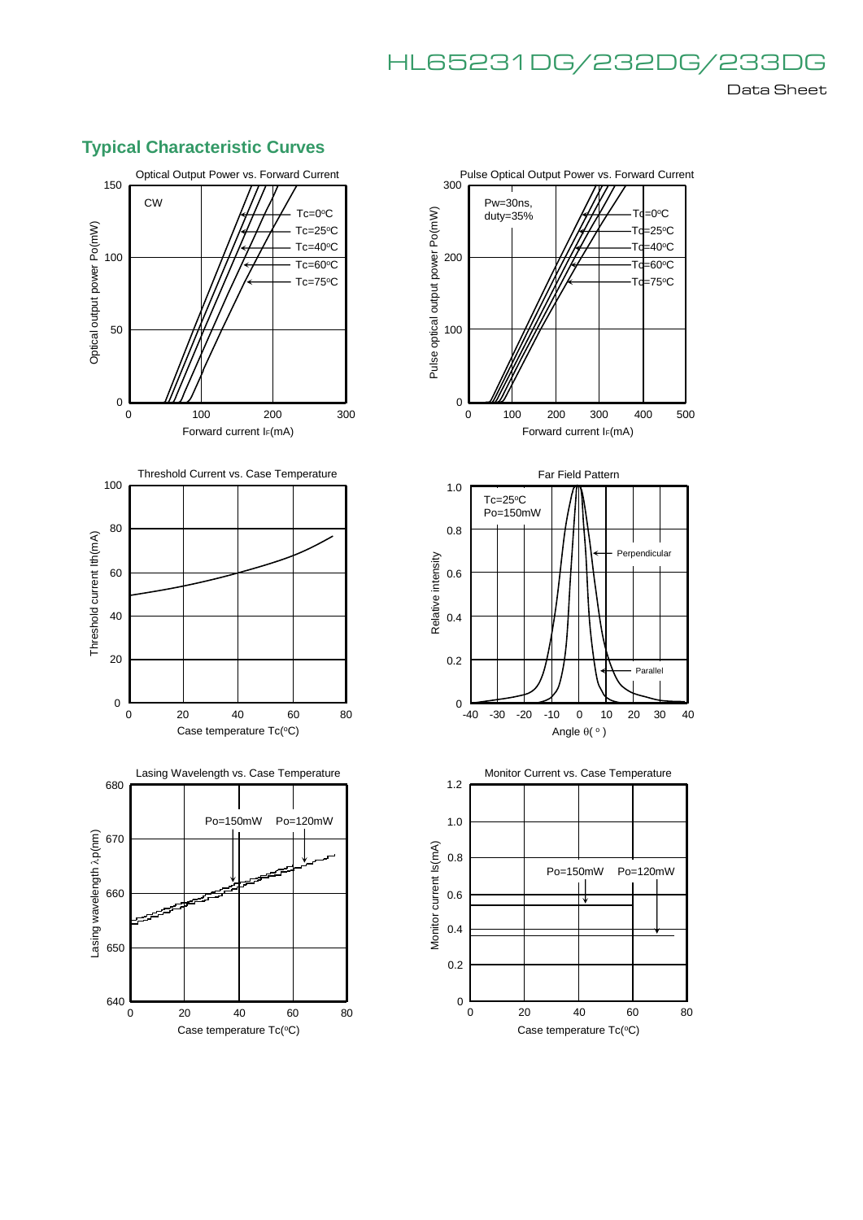## Typical Characteristic Curves

Optical Output Power vs. Forward Current

CW

Tc=0°C, Tc=25°C, Tc=40°C, Tc=60°C, Tc=75°C

Optical output power Po(mW)

Forward current $I_F$(mA)

Pulse Optical Output Power vs. Forward Current

Pw=30ns, duty=35%

Tc=0°C, Tc=25°C, Tc=40°C, Tc=60°C, Tc=75°C

Pulse optical output power Po(mW)

Forward current $I_F$(mA)

Threshold Current vs. Case Temperature

Threshold current Ith(mA)

Case temperature Tc(°C)

Far Field Pattern

Tc=25°C
Po=150mW

Perpendicular

Parallel

Relative intensity

Angle θ( ° )

Lasing Wavelength vs. Case Temperature

Po=150mW Po=120mW

Lasing wavelength λp(nm)

Case temperature Tc(°C)

Monitor Current vs. Case Temperature

Po=150mW Po=120mW

Monitor current Is(mA)

Case temperature Tc(°C)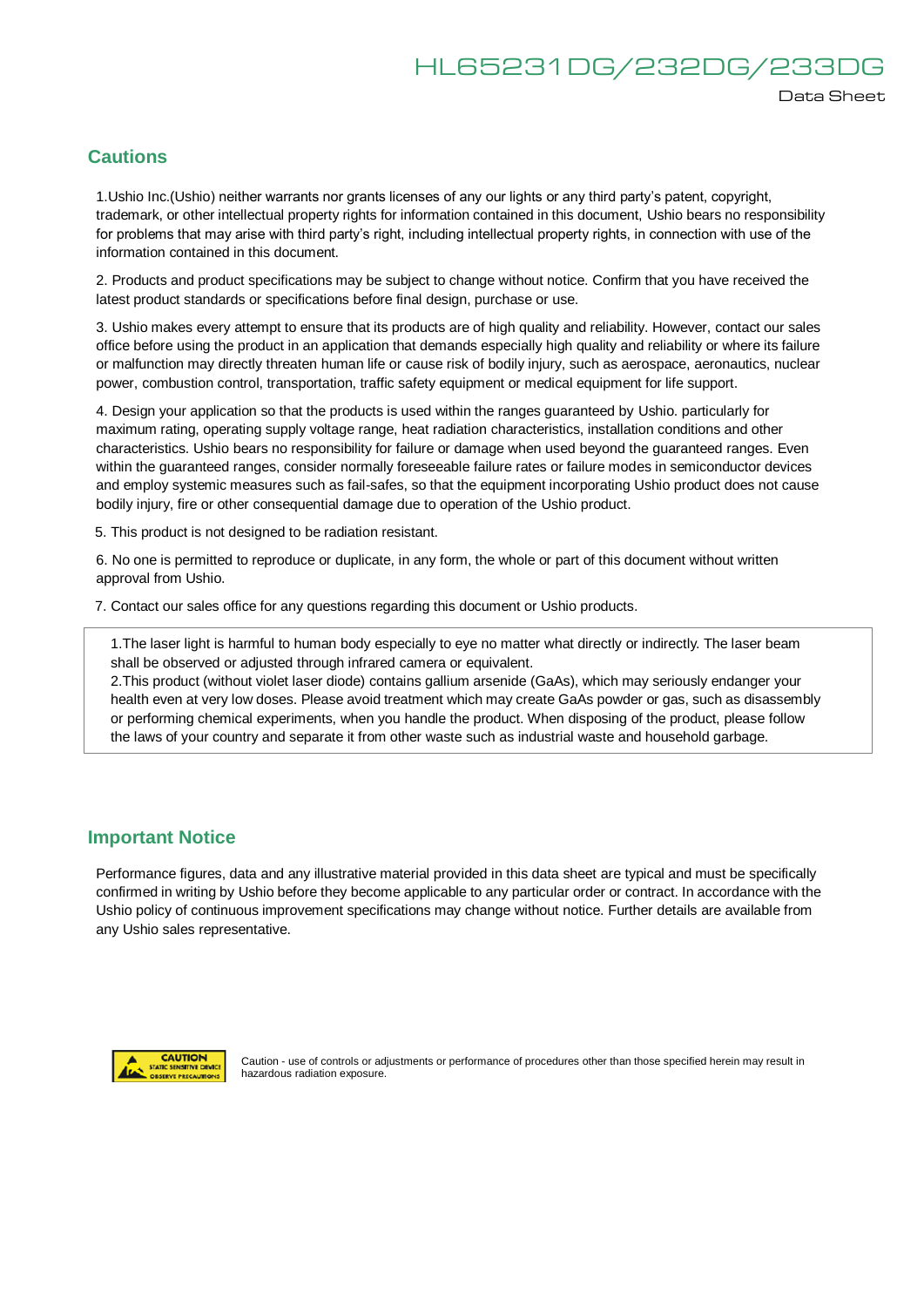## Cautions

1.Ushio Inc.(Ushio) neither warrants nor grants licenses of any our lights or any third party's patent, copyright, trademark, or other intellectual property rights for information contained in this document, Ushio bears no responsibility for problems that may arise with third party's right, including intellectual property rights, in connection with use of the information contained in this document.

2. Products and product specifications may be subject to change without notice. Confirm that you have received the latest product standards or specifications before final design, purchase or use.

3. Ushio makes every attempt to ensure that its products are of high quality and reliability. However, contact our sales office before using the product in an application that demands especially high quality and reliability or where its failure or malfunction may directly threaten human life or cause risk of bodily injury, such as aerospace, aeronautics, nuclear power, combustion control, transportation, traffic safety equipment or medical equipment for life support.

4. Design your application so that the products is used within the ranges guaranteed by Ushio. particularly for maximum rating, operating supply voltage range, heat radiation characteristics, installation conditions and other characteristics. Ushio bears no responsibility for failure or damage when used beyond the guaranteed ranges. Even within the guaranteed ranges, consider normally foreseeable failure rates or failure modes in semiconductor devices and employ systemic measures such as fail-safes, so that the equipment incorporating Ushio product does not cause bodily injury, fire or other consequential damage due to operation of the Ushio product.

5. This product is not designed to be radiation resistant.

6. No one is permitted to reproduce or duplicate, in any form, the whole or part of this document without written approval from Ushio.

7. Contact our sales office for any questions regarding this document or Ushio products.

1.The laser light is harmful to human body especially to eye no matter what directly or indirectly. The laser beam shall be observed or adjusted through infrared camera or equivalent.
2.This product (without violet laser diode) contains gallium arsenide (GaAs), which may seriously endanger your health even at very low doses. Please avoid treatment which may create GaAs powder or gas, such as disassembly or performing chemical experiments, when you handle the product. When disposing of the product, please follow the laws of your country and separate it from other waste such as industrial waste and household garbage.

## Important Notice

Performance figures, data and any illustrative material provided in this data sheet are typical and must be specifically confirmed in writing by Ushio before they become applicable to any particular order or contract. In accordance with the Ushio policy of continuous improvement specifications may change without notice. Further details are available from any Ushio sales representative.

CAUTION STATIC SENSITIVE DEVICE OBSERVE PRECAUTIONS

Caution - use of controls or adjustments or performance of procedures other than those specified herein may result in hazardous radiation exposure.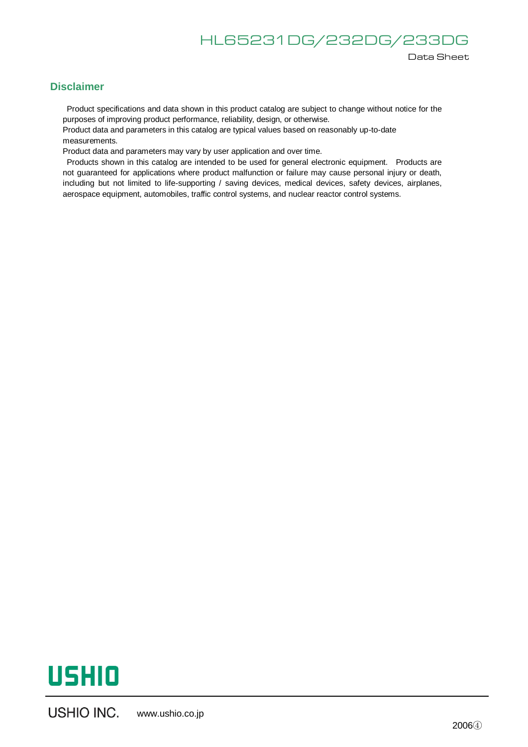## Disclaimer

Product specifications and data shown in this product catalog are subject to change without notice for the purposes of improving product performance, reliability, design, or otherwise.

Product data and parameters in this catalog are typical values based on reasonably up-to-date measurements.

Product data and parameters may vary by user application and over time.

Products shown in this catalog are intended to be used for general electronic equipment. Products are not guaranteed for applications where product malfunction or failure may cause personal injury or death, including but not limited to life-supporting / saving devices, medical devices, safety devices, airplanes, aerospace equipment, automobiles, traffic control systems, and nuclear reactor control systems.

USHIO

USHIO INC. www.ushio.co.jp

2006④